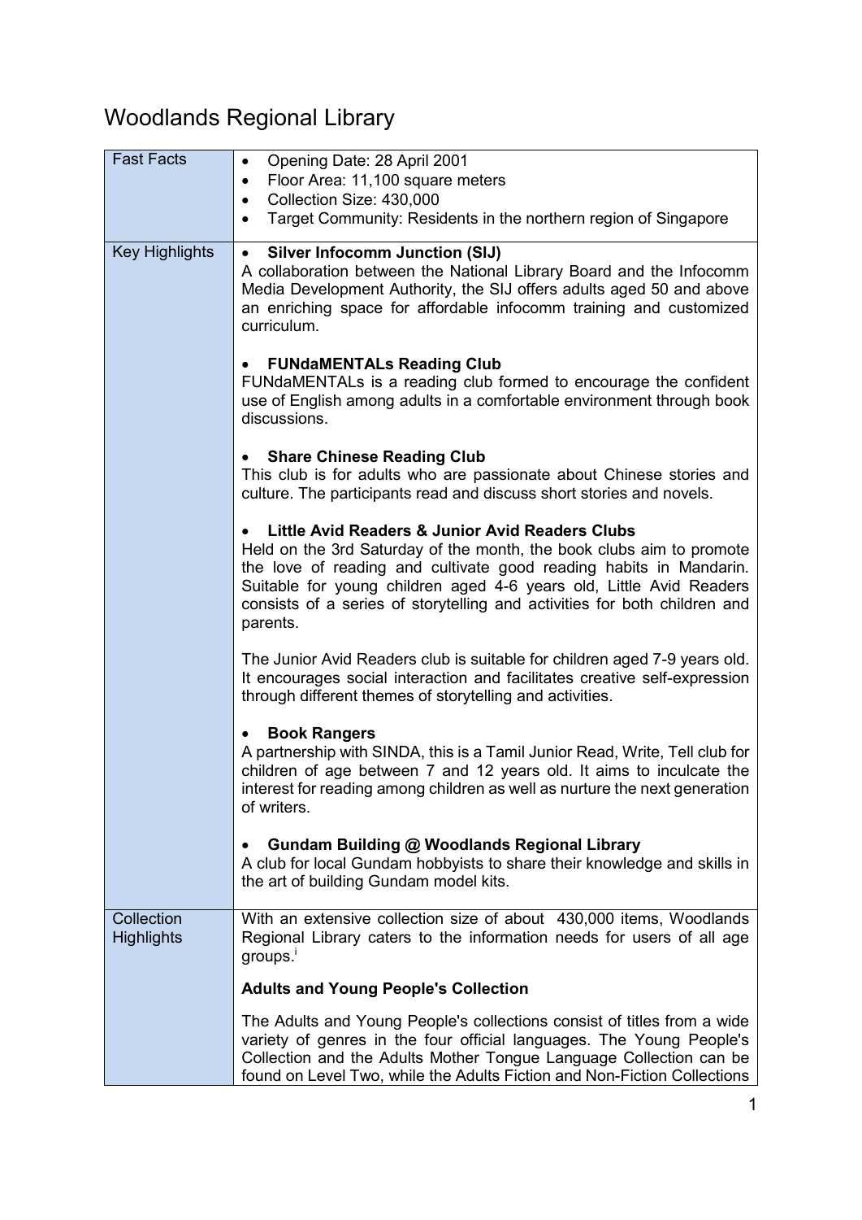# Woodlands Regional Library

| | |
|---|---|
| Fast Facts | • Opening Date: 28 April 2001<br>• Floor Area: 11,100 square meters<br>• Collection Size: 430,000<br>• Target Community: Residents in the northern region of Singapore |
| Key Highlights | • **Silver Infocomm Junction (SIJ)**<br>A collaboration between the National Library Board and the Infocomm Media Development Authority, the SIJ offers adults aged 50 and above an enriching space for affordable infocomm training and customized curriculum.<br><br>• **FUNdaMENTALs Reading Club**<br>FUNdaMENTALs is a reading club formed to encourage the confident use of English among adults in a comfortable environment through book discussions.<br><br>• **Share Chinese Reading Club**<br>This club is for adults who are passionate about Chinese stories and culture. The participants read and discuss short stories and novels.<br><br>• **Little Avid Readers & Junior Avid Readers Clubs**<br>Held on the 3rd Saturday of the month, the book clubs aim to promote the love of reading and cultivate good reading habits in Mandarin. Suitable for young children aged 4-6 years old, Little Avid Readers consists of a series of storytelling and activities for both children and parents.<br><br>The Junior Avid Readers club is suitable for children aged 7-9 years old. It encourages social interaction and facilitates creative self-expression through different themes of storytelling and activities.<br><br>• **Book Rangers**<br>A partnership with SINDA, this is a Tamil Junior Read, Write, Tell club for children of age between 7 and 12 years old. It aims to inculcate the interest for reading among children as well as nurture the next generation of writers.<br><br>• **Gundam Building @ Woodlands Regional Library**<br>A club for local Gundam hobbyists to share their knowledge and skills in the art of building Gundam model kits. |
| Collection Highlights | With an extensive collection size of about 430,000 items, Woodlands Regional Library caters to the information needs for users of all age groups.[i]<br><br>**Adults and Young People's Collection**<br><br>The Adults and Young People's collections consist of titles from a wide variety of genres in the four official languages. The Young People's Collection and the Adults Mother Tongue Language Collection can be found on Level Two, while the Adults Fiction and Non-Fiction Collections |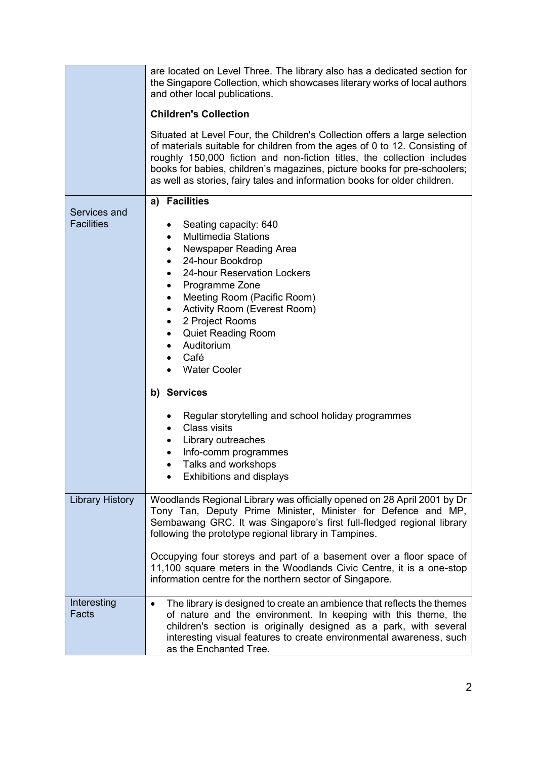| | |
|---|---|
| | are located on Level Three. The library also has a dedicated section for the Singapore Collection, which showcases literary works of local authors and other local publications.<br><br>**Children's Collection**<br><br>Situated at Level Four, the Children's Collection offers a large selection of materials suitable for children from the ages of 0 to 12. Consisting of roughly 150,000 fiction and non-fiction titles, the collection includes books for babies, children's magazines, picture books for pre-schoolers; as well as stories, fairy tales and information books for older children. |
| Services and Facilities | **a) Facilities**<br><br>• Seating capacity: 640<br>• Multimedia Stations<br>• Newspaper Reading Area<br>• 24-hour Bookdrop<br>• 24-hour Reservation Lockers<br>• Programme Zone<br>• Meeting Room (Pacific Room)<br>• Activity Room (Everest Room)<br>• 2 Project Rooms<br>• Quiet Reading Room<br>• Auditorium<br>• Café<br>• Water Cooler<br><br>**b) Services**<br><br>• Regular storytelling and school holiday programmes<br>• Class visits<br>• Library outreaches<br>• Info-comm programmes<br>• Talks and workshops<br>• Exhibitions and displays |
| Library History | Woodlands Regional Library was officially opened on 28 April 2001 by Dr Tony Tan, Deputy Prime Minister, Minister for Defence and MP, Sembawang GRC. It was Singapore's first full-fledged regional library following the prototype regional library in Tampines.<br><br>Occupying four storeys and part of a basement over a floor space of 11,100 square meters in the Woodlands Civic Centre, it is a one-stop information centre for the northern sector of Singapore. |
| Interesting Facts | • The library is designed to create an ambience that reflects the themes of nature and the environment. In keeping with this theme, the children's section is originally designed as a park, with several interesting visual features to create environmental awareness, such as the Enchanted Tree. |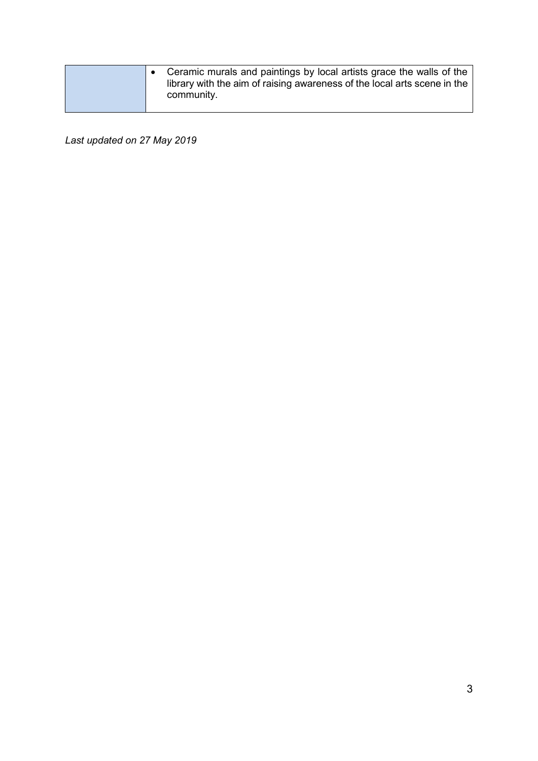| | |
|---|---|
| | • Ceramic murals and paintings by local artists grace the walls of the library with the aim of raising awareness of the local arts scene in the community. |

*Last updated on 27 May 2019*